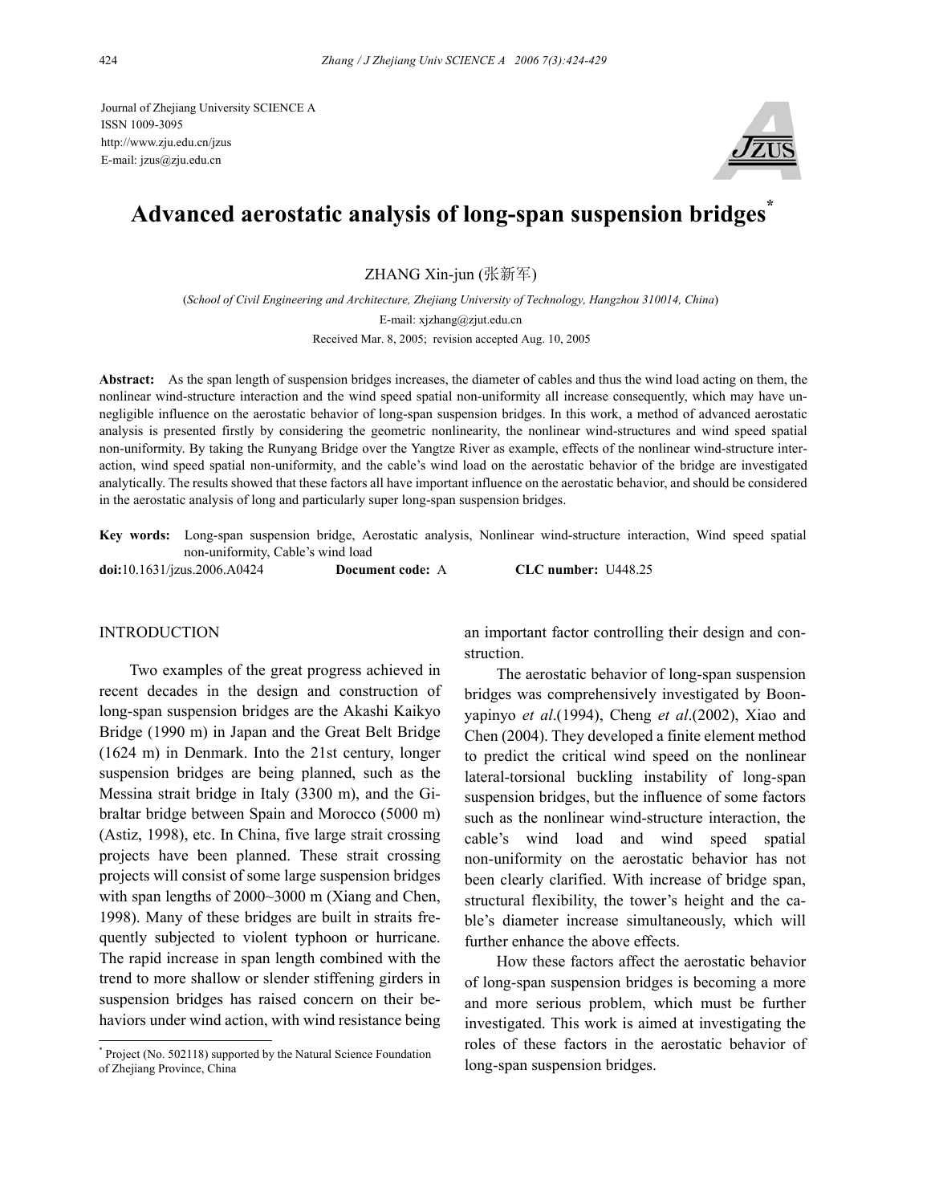Journal of Zhejiang University SCIENCE A
ISSN 1009-3095
http://www.zju.edu.cn/jzus
E-mail: jzus@zju.edu.cn

# Advanced aerostatic analysis of long-span suspension bridges*

ZHANG Xin-jun (张新军)

(*School of Civil Engineering and Architecture, Zhejiang University of Technology, Hangzhou 310014, China*)

E-mail: xjzhang@zjut.edu.cn

Received Mar. 8, 2005; revision accepted Aug. 10, 2005

**Abstract:** As the span length of suspension bridges increases, the diameter of cables and thus the wind load acting on them, the nonlinear wind-structure interaction and the wind speed spatial non-uniformity all increase consequently, which may have un-negligible influence on the aerostatic behavior of long-span suspension bridges. In this work, a method of advanced aerostatic analysis is presented firstly by considering the geometric nonlinearity, the nonlinear wind-structures and wind speed spatial non-uniformity. By taking the Runyang Bridge over the Yangtze River as example, effects of the nonlinear wind-structure interaction, wind speed spatial non-uniformity, and the cable's wind load on the aerostatic behavior of the bridge are investigated analytically. The results showed that these factors all have important influence on the aerostatic behavior, and should be considered in the aerostatic analysis of long and particularly super long-span suspension bridges.

**Key words:** Long-span suspension bridge, Aerostatic analysis, Nonlinear wind-structure interaction, Wind speed spatial non-uniformity, Cable's wind load

**doi:**10.1631/jzus.2006.A0424 **Document code:** A **CLC number:** U448.25

## INTRODUCTION

Two examples of the great progress achieved in recent decades in the design and construction of long-span suspension bridges are the Akashi Kaikyo Bridge (1990 m) in Japan and the Great Belt Bridge (1624 m) in Denmark. Into the 21st century, longer suspension bridges are being planned, such as the Messina strait bridge in Italy (3300 m), and the Gibraltar bridge between Spain and Morocco (5000 m) (Astiz, 1998), etc. In China, five large strait crossing projects have been planned. These strait crossing projects will consist of some large suspension bridges with span lengths of 2000~3000 m (Xiang and Chen, 1998). Many of these bridges are built in straits frequently subjected to violent typhoon or hurricane. The rapid increase in span length combined with the trend to more shallow or slender stiffening girders in suspension bridges has raised concern on their behaviors under wind action, with wind resistance being an important factor controlling their design and construction.

The aerostatic behavior of long-span suspension bridges was comprehensively investigated by Boonyapinyo *et al*.(1994), Cheng *et al*.(2002), Xiao and Chen (2004). They developed a finite element method to predict the critical wind speed on the nonlinear lateral-torsional buckling instability of long-span suspension bridges, but the influence of some factors such as the nonlinear wind-structure interaction, the cable's wind load and wind speed spatial non-uniformity on the aerostatic behavior has not been clearly clarified. With increase of bridge span, structural flexibility, the tower's height and the cable's diameter increase simultaneously, which will further enhance the above effects.

How these factors affect the aerostatic behavior of long-span suspension bridges is becoming a more and more serious problem, which must be further investigated. This work is aimed at investigating the roles of these factors in the aerostatic behavior of long-span suspension bridges.

---
* Project (No. 502118) supported by the Natural Science Foundation of Zhejiang Province, China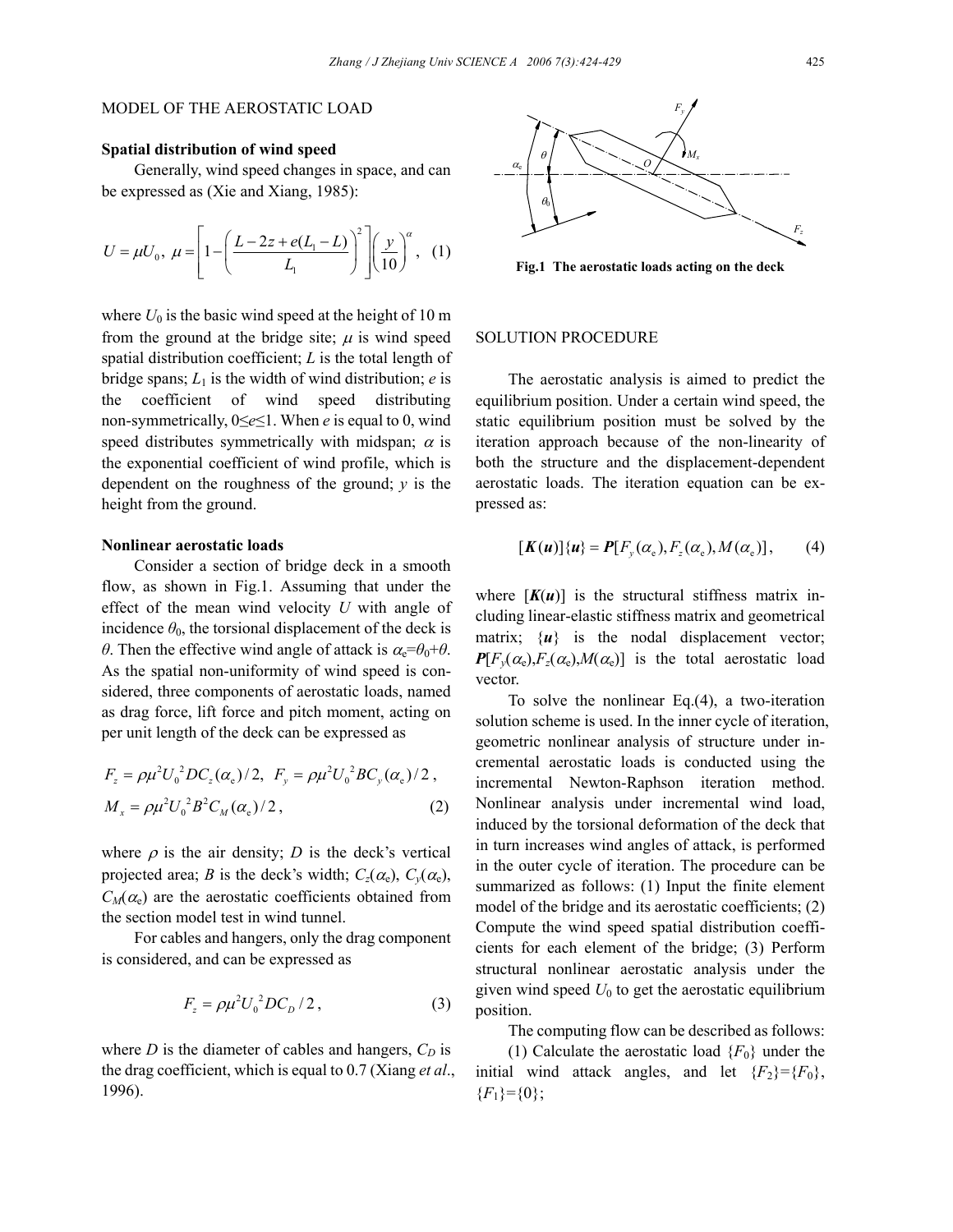## MODEL OF THE AEROSTATIC LOAD

### Spatial distribution of wind speed

Generally, wind speed changes in space, and can be expressed as (Xie and Xiang, 1985):

$$U = \mu U_0,\ \mu = \left[1 - \left(\frac{L - 2z + e(L_1 - L)}{L_1}\right)^2\right]\left(\frac{y}{10}\right)^{\alpha}, \quad (1)$$

where $U_0$ is the basic wind speed at the height of 10 m from the ground at the bridge site; $\mu$ is wind speed spatial distribution coefficient; $L$ is the total length of bridge spans; $L_1$ is the width of wind distribution; $e$ is the coefficient of wind speed distributing non-symmetrically, $0 \le e \le 1$. When $e$ is equal to 0, wind speed distributes symmetrically with midspan; $\alpha$ is the exponential coefficient of wind profile, which is dependent on the roughness of the ground; $y$ is the height from the ground.

### Nonlinear aerostatic loads

Consider a section of bridge deck in a smooth flow, as shown in Fig.1. Assuming that under the effect of the mean wind velocity $U$ with angle of incidence $\theta_0$, the torsional displacement of the deck is $\theta$. Then the effective wind angle of attack is $\alpha_e = \theta_0 + \theta$. As the spatial non-uniformity of wind speed is considered, three components of aerostatic loads, named as drag force, lift force and pitch moment, acting on per unit length of the deck can be expressed as

$$F_z = \rho \mu^2 U_0^2 D C_z(\alpha_e)/2,\ F_y = \rho \mu^2 U_0^2 B C_y(\alpha_e)/2,$$
$$M_x = \rho \mu^2 U_0^2 B^2 C_M(\alpha_e)/2, \quad (2)$$

where $\rho$ is the air density; $D$ is the deck's vertical projected area; $B$ is the deck's width; $C_z(\alpha_e)$, $C_y(\alpha_e)$, $C_M(\alpha_e)$ are the aerostatic coefficients obtained from the section model test in wind tunnel.

For cables and hangers, only the drag component is considered, and can be expressed as

$$F_z = \rho \mu^2 U_0^2 D C_D / 2, \quad (3)$$

where $D$ is the diameter of cables and hangers, $C_D$ is the drag coefficient, which is equal to 0.7 (Xiang *et al*., 1996).

**Fig.1 The aerostatic loads acting on the deck**

## SOLUTION PROCEDURE

The aerostatic analysis is aimed to predict the equilibrium position. Under a certain wind speed, the static equilibrium position must be solved by the iteration approach because of the non-linearity of both the structure and the displacement-dependent aerostatic loads. The iteration equation can be expressed as:

$$[\boldsymbol{K}(\boldsymbol{u})]\{\boldsymbol{u}\} = \boldsymbol{P}[F_y(\alpha_e), F_z(\alpha_e), M(\alpha_e)], \quad (4)$$

where $[\boldsymbol{K}(\boldsymbol{u})]$ is the structural stiffness matrix including linear-elastic stiffness matrix and geometrical matrix; $\{\boldsymbol{u}\}$ is the nodal displacement vector; $\boldsymbol{P}[F_y(\alpha_e), F_z(\alpha_e), M(\alpha_e)]$ is the total aerostatic load vector.

To solve the nonlinear Eq.(4), a two-iteration solution scheme is used. In the inner cycle of iteration, geometric nonlinear analysis of structure under incremental aerostatic loads is conducted using the incremental Newton-Raphson iteration method. Nonlinear analysis under incremental wind load, induced by the torsional deformation of the deck that in turn increases wind angles of attack, is performed in the outer cycle of iteration. The procedure can be summarized as follows: (1) Input the finite element model of the bridge and its aerostatic coefficients; (2) Compute the wind speed spatial distribution coefficients for each element of the bridge; (3) Perform structural nonlinear aerostatic analysis under the given wind speed $U_0$ to get the aerostatic equilibrium position.

The computing flow can be described as follows:

(1) Calculate the aerostatic load $\{F_0\}$ under the initial wind attack angles, and let $\{F_2\}=\{F_0\}$, $\{F_1\}=\{0\}$;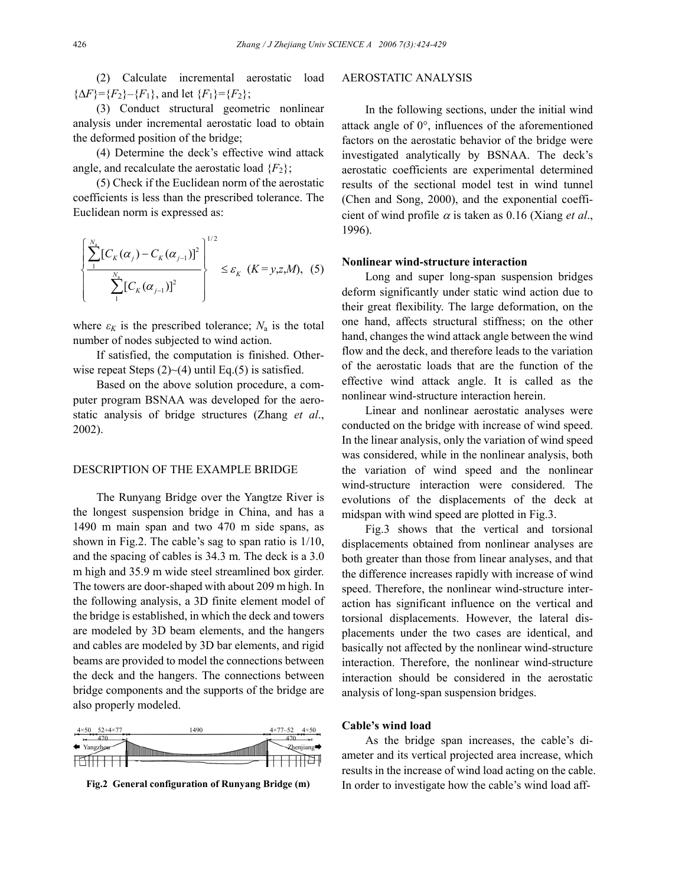(2) Calculate incremental aerostatic load $\{\Delta F\}=\{F_2\}-\{F_1\}$, and let $\{F_1\}=\{F_2\}$;

(3) Conduct structural geometric nonlinear analysis under incremental aerostatic load to obtain the deformed position of the bridge;

(4) Determine the deck's effective wind attack angle, and recalculate the aerostatic load $\{F_2\}$;

(5) Check if the Euclidean norm of the aerostatic coefficients is less than the prescribed tolerance. The Euclidean norm is expressed as:

$$\left\{ \frac{\sum_{1}^{N_a} [C_K(\alpha_j) - C_K(\alpha_{j-1})]^2}{\sum_{1}^{N_a} [C_K(\alpha_{j-1})]^2} \right\}^{1/2} \leq \varepsilon_K \quad (K = y,z,M), \quad (5)$$

where $\varepsilon_K$ is the prescribed tolerance; $N_a$ is the total number of nodes subjected to wind action.

If satisfied, the computation is finished. Otherwise repeat Steps (2)~(4) until Eq.(5) is satisfied.

Based on the above solution procedure, a computer program BSNAA was developed for the aerostatic analysis of bridge structures (Zhang *et al*., 2002).

## DESCRIPTION OF THE EXAMPLE BRIDGE

The Runyang Bridge over the Yangtze River is the longest suspension bridge in China, and has a 1490 m main span and two 470 m side spans, as shown in Fig.2. The cable's sag to span ratio is 1/10, and the spacing of cables is 34.3 m. The deck is a 3.0 m high and 35.9 m wide steel streamlined box girder. The towers are door-shaped with about 209 m high. In the following analysis, a 3D finite element model of the bridge is established, in which the deck and towers are modeled by 3D beam elements, and the hangers and cables are modeled by 3D bar elements, and rigid beams are provided to model the connections between the deck and the hangers. The connections between bridge components and the supports of the bridge are also properly modeled.

**Fig.2 General configuration of Runyang Bridge (m)**

## AEROSTATIC ANALYSIS

In the following sections, under the initial wind attack angle of 0°, influences of the aforementioned factors on the aerostatic behavior of the bridge were investigated analytically by BSNAA. The deck's aerostatic coefficients are experimental determined results of the sectional model test in wind tunnel (Chen and Song, 2000), and the exponential coefficient of wind profile $\alpha$ is taken as 0.16 (Xiang *et al*., 1996).

### Nonlinear wind-structure interaction

Long and super long-span suspension bridges deform significantly under static wind action due to their great flexibility. The large deformation, on the one hand, affects structural stiffness; on the other hand, changes the wind attack angle between the wind flow and the deck, and therefore leads to the variation of the aerostatic loads that are the function of the effective wind attack angle. It is called as the nonlinear wind-structure interaction herein.

Linear and nonlinear aerostatic analyses were conducted on the bridge with increase of wind speed. In the linear analysis, only the variation of wind speed was considered, while in the nonlinear analysis, both the variation of wind speed and the nonlinear wind-structure interaction were considered. The evolutions of the displacements of the deck at midspan with wind speed are plotted in Fig.3.

Fig.3 shows that the vertical and torsional displacements obtained from nonlinear analyses are both greater than those from linear analyses, and that the difference increases rapidly with increase of wind speed. Therefore, the nonlinear wind-structure interaction has significant influence on the vertical and torsional displacements. However, the lateral displacements under the two cases are identical, and basically not affected by the nonlinear wind-structure interaction. Therefore, the nonlinear wind-structure interaction should be considered in the aerostatic analysis of long-span suspension bridges.

### Cable's wind load

As the bridge span increases, the cable's diameter and its vertical projected area increase, which results in the increase of wind load acting on the cable. In order to investigate how the cable's wind load aff-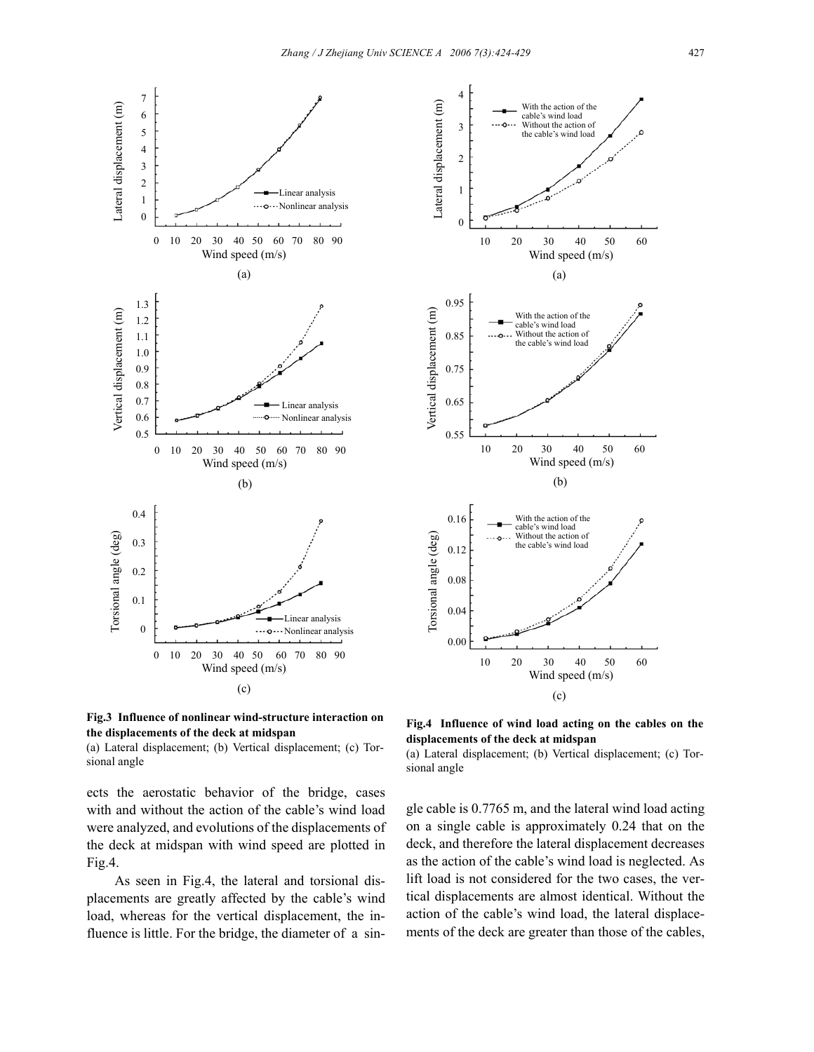**Fig.3 Influence of nonlinear wind-structure interaction on the displacements of the deck at midspan**

(a) Lateral displacement; (b) Vertical displacement; (c) Torsional angle

ects the aerostatic behavior of the bridge, cases with and without the action of the cable's wind load were analyzed, and evolutions of the displacements of the deck at midspan with wind speed are plotted in Fig.4.

As seen in Fig.4, the lateral and torsional displacements are greatly affected by the cable's wind load, whereas for the vertical displacement, the influence is little. For the bridge, the diameter of a single cable is 0.7765 m, and the lateral wind load acting on a single cable is approximately 0.24 that on the deck, and therefore the lateral displacement decreases as the action of the cable's wind load is neglected. As lift load is not considered for the two cases, the vertical displacements are almost identical. Without the action of the cable's wind load, the lateral displacements of the deck are greater than those of the cables,

**Fig.4 Influence of wind load acting on the cables on the displacements of the deck at midspan**

(a) Lateral displacement; (b) Vertical displacement; (c) Torsional angle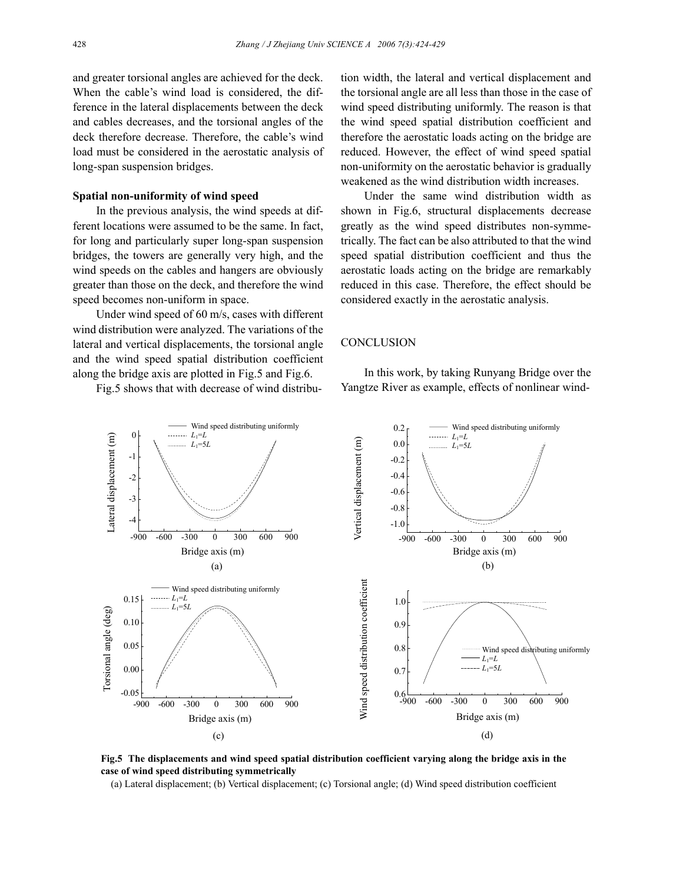and greater torsional angles are achieved for the deck. When the cable's wind load is considered, the difference in the lateral displacements between the deck and cables decreases, and the torsional angles of the deck therefore decrease. Therefore, the cable's wind load must be considered in the aerostatic analysis of long-span suspension bridges.

**Spatial non-uniformity of wind speed**

In the previous analysis, the wind speeds at different locations were assumed to be the same. In fact, for long and particularly super long-span suspension bridges, the towers are generally very high, and the wind speeds on the cables and hangers are obviously greater than those on the deck, and therefore the wind speed becomes non-uniform in space.

Under wind speed of 60 m/s, cases with different wind distribution were analyzed. The variations of the lateral and vertical displacements, the torsional angle and the wind speed spatial distribution coefficient along the bridge axis are plotted in Fig.5 and Fig.6.

Fig.5 shows that with decrease of wind distribution width, the lateral and vertical displacement and the torsional angle are all less than those in the case of wind speed distributing uniformly. The reason is that the wind speed spatial distribution coefficient and therefore the aerostatic loads acting on the bridge are reduced. However, the effect of wind speed spatial non-uniformity on the aerostatic behavior is gradually weakened as the wind distribution width increases.

Under the same wind distribution width as shown in Fig.6, structural displacements decrease greatly as the wind speed distributes non-symmetrically. The fact can be also attributed to that the wind speed spatial distribution coefficient and thus the aerostatic loads acting on the bridge are remarkably reduced in this case. Therefore, the effect should be considered exactly in the aerostatic analysis.

## CONCLUSION

In this work, by taking Runyang Bridge over the Yangtze River as example, effects of nonlinear wind-

**Fig.5 The displacements and wind speed spatial distribution coefficient varying along the bridge axis in the case of wind speed distributing symmetrically**

(a) Lateral displacement; (b) Vertical displacement; (c) Torsional angle; (d) Wind speed distribution coefficient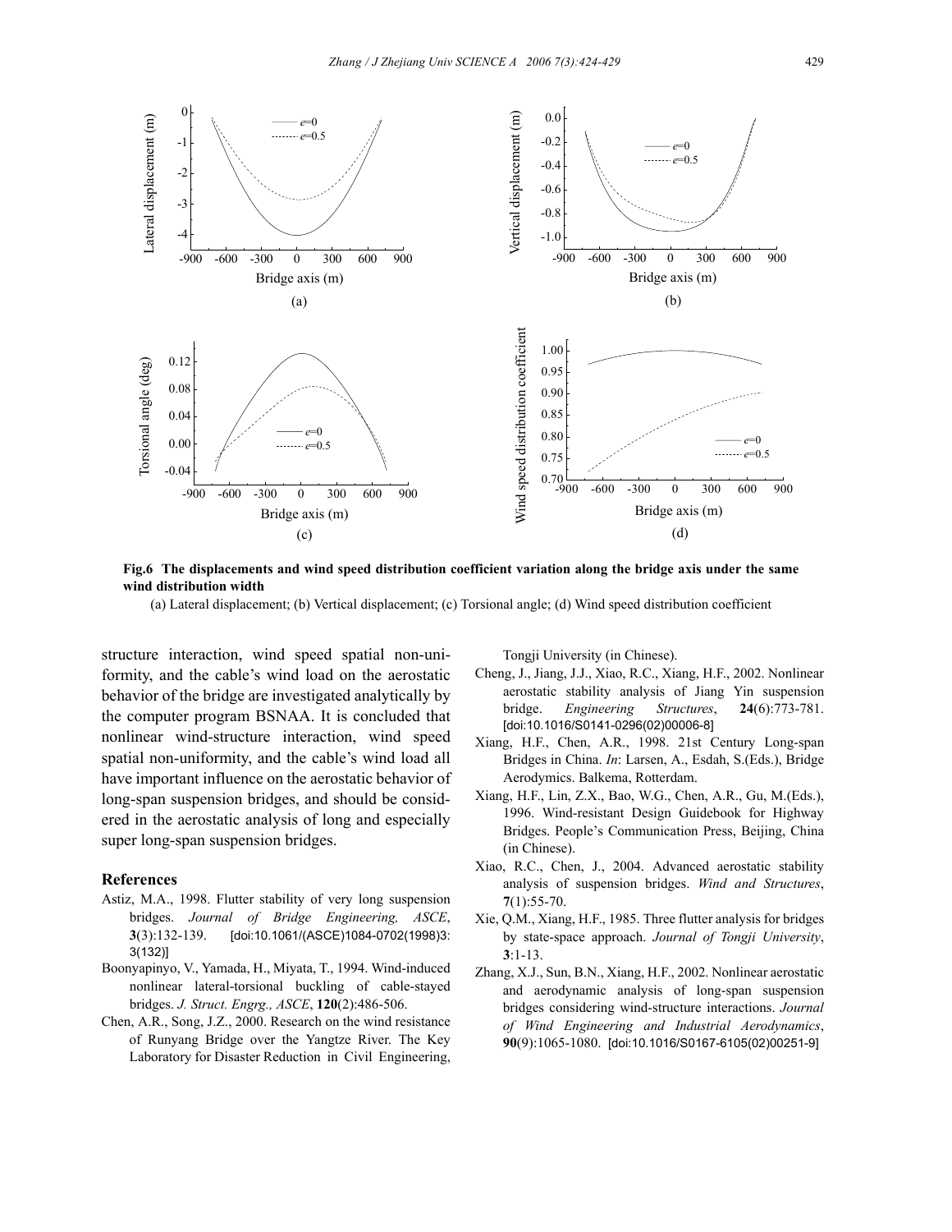(a)

Lateral displacement (m)

0
-1
-2
-3
-4

-900 -600 -300 0 300 600 900

Bridge axis (m)

$e$=0
$e$=0.5

(b)

Vertical displacement (m)

0.0
-0.2
-0.4
-0.6
-0.8
-1.0

-900 -600 -300 0 300 600 900

Bridge axis (m)

$e$=0
$e$=0.5

(c)

Torsional angle (deg)

0.12
0.08
0.04
0.00
-0.04

-900 -600 -300 0 300 600 900

Bridge axis (m)

$e$=0
$e$=0.5

(d)

Wind speed distribution coefficient

1.00
0.95
0.90
0.85
0.80
0.75
0.70

-900 -600 -300 0 300 600 900

Bridge axis (m)

$e$=0
$e$=0.5

**Fig.6 The displacements and wind speed distribution coefficient variation along the bridge axis under the same wind distribution width**

(a) Lateral displacement; (b) Vertical displacement; (c) Torsional angle; (d) Wind speed distribution coefficient

structure interaction, wind speed spatial non-uniformity, and the cable's wind load on the aerostatic behavior of the bridge are investigated analytically by the computer program BSNAA. It is concluded that nonlinear wind-structure interaction, wind speed spatial non-uniformity, and the cable's wind load all have important influence on the aerostatic behavior of long-span suspension bridges, and should be considered in the aerostatic analysis of long and especially super long-span suspension bridges.

## References

Astiz, M.A., 1998. Flutter stability of very long suspension bridges. *Journal of Bridge Engineering, ASCE*, **3**(3):132-139. [doi:10.1061/(ASCE)1084-0702(1998)3:3(132)]

Boonyapinyo, V., Yamada, H., Miyata, T., 1994. Wind-induced nonlinear lateral-torsional buckling of cable-stayed bridges. *J. Struct. Engrg., ASCE*, **120**(2):486-506.

Chen, A.R., Song, J.Z., 2000. Research on the wind resistance of Runyang Bridge over the Yangtze River. The Key Laboratory for Disaster Reduction in Civil Engineering, Tongji University (in Chinese).

Cheng, J., Jiang, J.J., Xiao, R.C., Xiang, H.F., 2002. Nonlinear aerostatic stability analysis of Jiang Yin suspension bridge. *Engineering Structures*, **24**(6):773-781. [doi:10.1016/S0141-0296(02)00006-8]

Xiang, H.F., Chen, A.R., 1998. 21st Century Long-span Bridges in China. *In*: Larsen, A., Esdah, S.(Eds.), Bridge Aerodymics. Balkema, Rotterdam.

Xiang, H.F., Lin, Z.X., Bao, W.G., Chen, A.R., Gu, M.(Eds.), 1996. Wind-resistant Design Guidebook for Highway Bridges. People's Communication Press, Beijing, China (in Chinese).

Xiao, R.C., Chen, J., 2004. Advanced aerostatic stability analysis of suspension bridges. *Wind and Structures*, **7**(1):55-70.

Xie, Q.M., Xiang, H.F., 1985. Three flutter analysis for bridges by state-space approach. *Journal of Tongji University*, **3**:1-13.

Zhang, X.J., Sun, B.N., Xiang, H.F., 2002. Nonlinear aerostatic and aerodynamic analysis of long-span suspension bridges considering wind-structure interactions. *Journal of Wind Engineering and Industrial Aerodynamics*, **90**(9):1065-1080. [doi:10.1016/S0167-6105(02)00251-9]